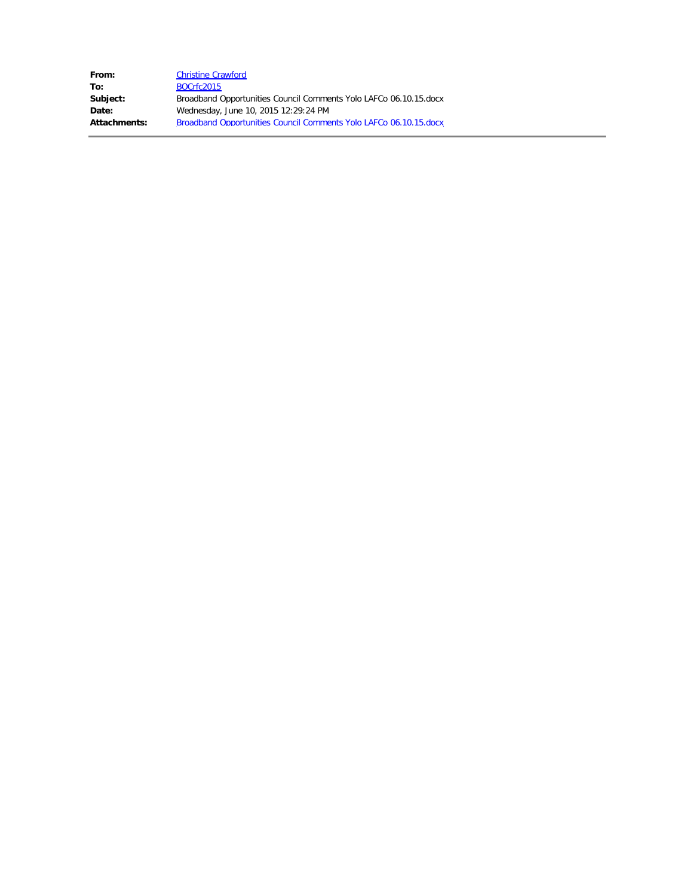**From:** Christine Crawford
**To:** BOCrfc2015
**Subject:** Broadband Opportunities Council Comments Yolo LAFCo 06.10.15.docx
**Date:** Wednesday, June 10, 2015 12:29:24 PM
**Attachments:** Broadband Opportunities Council Comments Yolo LAFCo 06.10.15.docx

---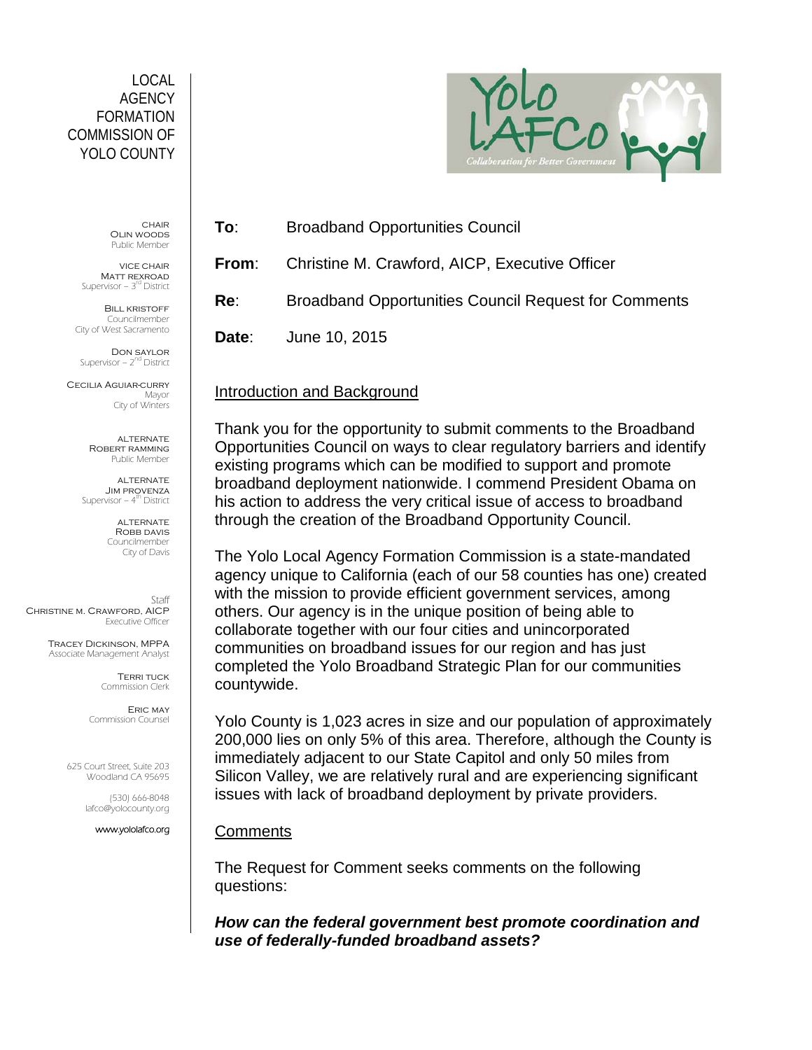LOCAL AGENCY FORMATION COMMISSION OF YOLO COUNTY

CHAIR
OLIN WOODS
Public Member

VICE CHAIR
MATT REXROAD
Supervisor – 3rd District

BILL KRISTOFF
Councilmember
City of West Sacramento

DON SAYLOR
Supervisor – 2nd District

CECILIA AGUIAR-CURRY
Mayor
City of Winters

ALTERNATE
ROBERT RAMMING
Public Member

ALTERNATE
JIM PROVENZA
Supervisor – 4th District

ALTERNATE
ROBB DAVIS
Councilmember
City of Davis

Staff
CHRISTINE M. CRAWFORD, AICP
Executive Officer

TRACEY DICKINSON, MPPA
Associate Management Analyst

TERRI TUCK
Commission Clerk

ERIC MAY
Commission Counsel

625 Court Street, Suite 203
Woodland CA 95695

(530) 666-8048
lafco@yolocounty.org

www.yololafco.org

Yolo LAFCo — Collaboration for Better Government

**To**: Broadband Opportunities Council

**From**: Christine M. Crawford, AICP, Executive Officer

**Re**: Broadband Opportunities Council Request for Comments

**Date**: June 10, 2015

## Introduction and Background

Thank you for the opportunity to submit comments to the Broadband Opportunities Council on ways to clear regulatory barriers and identify existing programs which can be modified to support and promote broadband deployment nationwide. I commend President Obama on his action to address the very critical issue of access to broadband through the creation of the Broadband Opportunity Council.

The Yolo Local Agency Formation Commission is a state-mandated agency unique to California (each of our 58 counties has one) created with the mission to provide efficient government services, among others. Our agency is in the unique position of being able to collaborate together with our four cities and unincorporated communities on broadband issues for our region and has just completed the Yolo Broadband Strategic Plan for our communities countywide.

Yolo County is 1,023 acres in size and our population of approximately 200,000 lies on only 5% of this area. Therefore, although the County is immediately adjacent to our State Capitol and only 50 miles from Silicon Valley, we are relatively rural and are experiencing significant issues with lack of broadband deployment by private providers.

## Comments

The Request for Comment seeks comments on the following questions:

***How can the federal government best promote coordination and use of federally-funded broadband assets?***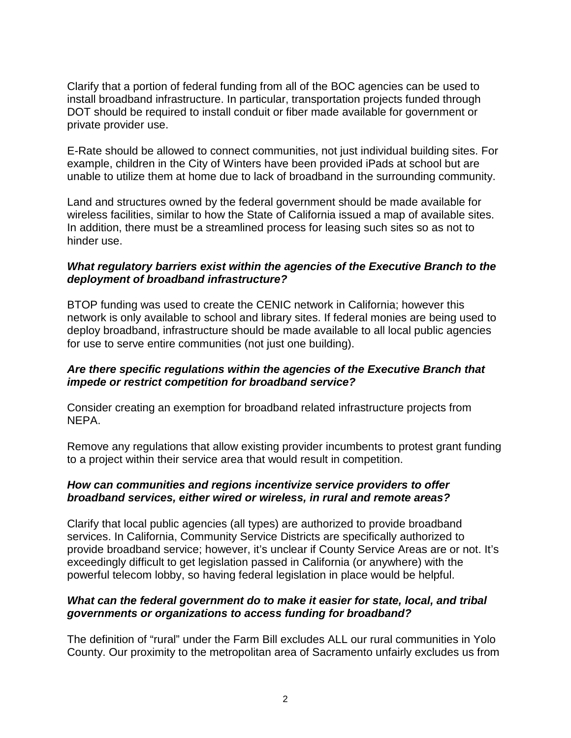Clarify that a portion of federal funding from all of the BOC agencies can be used to install broadband infrastructure. In particular, transportation projects funded through DOT should be required to install conduit or fiber made available for government or private provider use.

E-Rate should be allowed to connect communities, not just individual building sites. For example, children in the City of Winters have been provided iPads at school but are unable to utilize them at home due to lack of broadband in the surrounding community.

Land and structures owned by the federal government should be made available for wireless facilities, similar to how the State of California issued a map of available sites. In addition, there must be a streamlined process for leasing such sites so as not to hinder use.

***What regulatory barriers exist within the agencies of the Executive Branch to the deployment of broadband infrastructure?***

BTOP funding was used to create the CENIC network in California; however this network is only available to school and library sites. If federal monies are being used to deploy broadband, infrastructure should be made available to all local public agencies for use to serve entire communities (not just one building).

***Are there specific regulations within the agencies of the Executive Branch that impede or restrict competition for broadband service?***

Consider creating an exemption for broadband related infrastructure projects from NEPA.

Remove any regulations that allow existing provider incumbents to protest grant funding to a project within their service area that would result in competition.

***How can communities and regions incentivize service providers to offer broadband services, either wired or wireless, in rural and remote areas?***

Clarify that local public agencies (all types) are authorized to provide broadband services. In California, Community Service Districts are specifically authorized to provide broadband service; however, it's unclear if County Service Areas are or not. It's exceedingly difficult to get legislation passed in California (or anywhere) with the powerful telecom lobby, so having federal legislation in place would be helpful.

***What can the federal government do to make it easier for state, local, and tribal governments or organizations to access funding for broadband?***

The definition of "rural" under the Farm Bill excludes ALL our rural communities in Yolo County. Our proximity to the metropolitan area of Sacramento unfairly excludes us from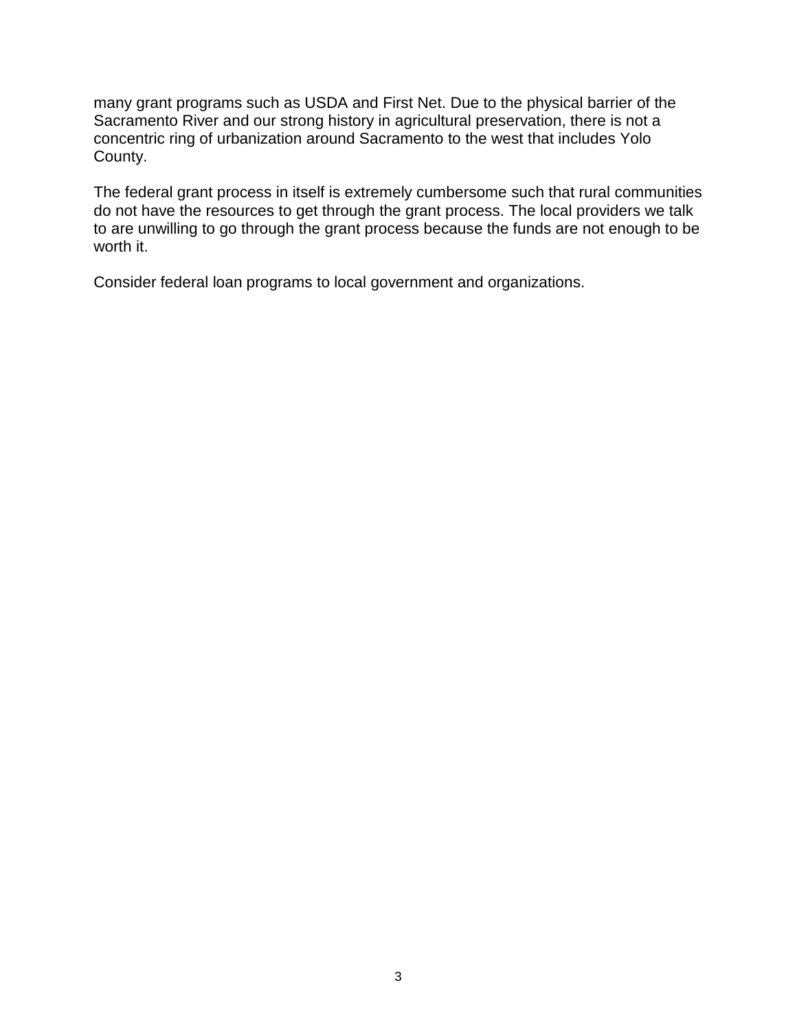many grant programs such as USDA and First Net. Due to the physical barrier of the Sacramento River and our strong history in agricultural preservation, there is not a concentric ring of urbanization around Sacramento to the west that includes Yolo County.

The federal grant process in itself is extremely cumbersome such that rural communities do not have the resources to get through the grant process. The local providers we talk to are unwilling to go through the grant process because the funds are not enough to be worth it.

Consider federal loan programs to local government and organizations.